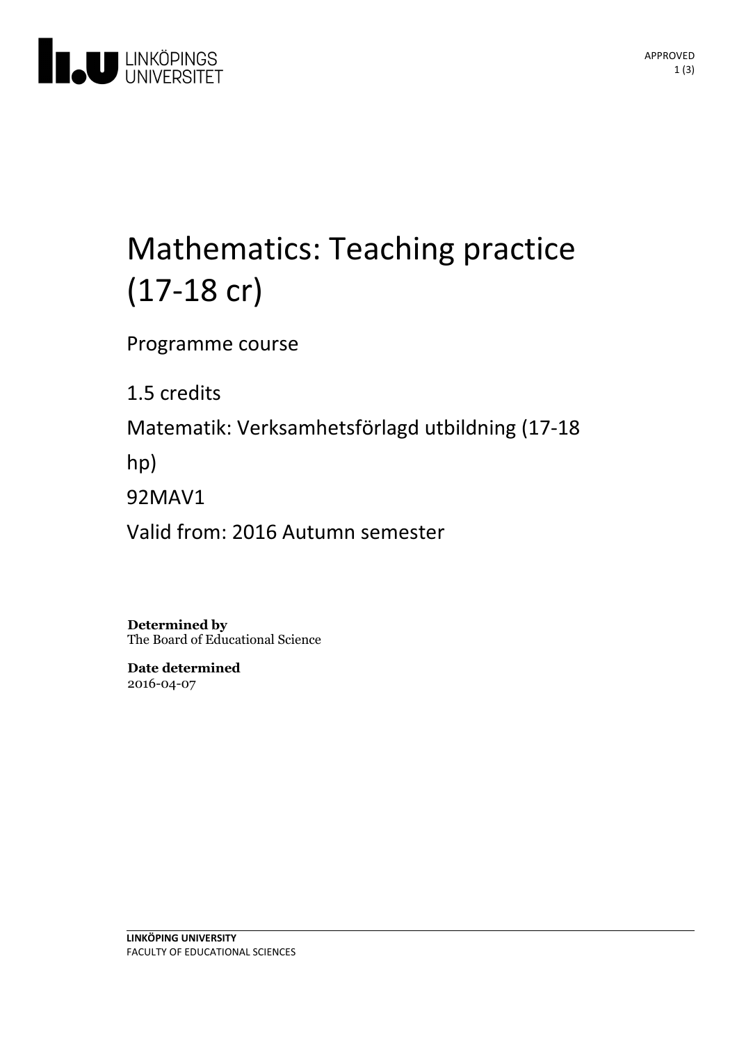# Mathematics: Teaching practice (17-18 cr)

Programme course

1.5 credits

Matematik: Verksamhetsförlagd utbildning (17-18 hp)

92MAV1

Valid from: 2016 Autumn semester

**Determined by**
The Board of Educational Science

**Date determined**
2016-04-07

**LINKÖPING UNIVERSITY**
FACULTY OF EDUCATIONAL SCIENCES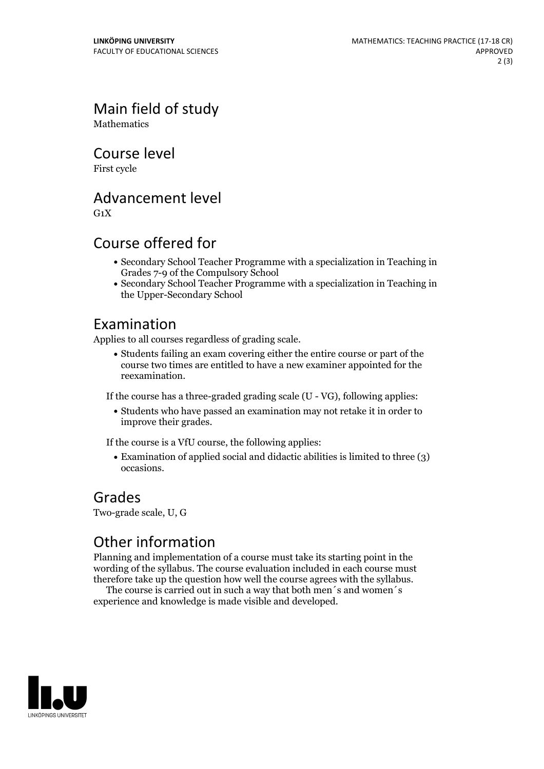## Main field of study

Mathematics

## Course level

First cycle

## Advancement level

G1X

## Course offered for

- Secondary School Teacher Programme with a specialization in Teaching in Grades 7-9 of the Compulsory School
- Secondary School Teacher Programme with a specialization in Teaching in the Upper-Secondary School

## Examination

Applies to all courses regardless of grading scale.

- Students failing an exam covering either the entire course or part of the course two times are entitled to have a new examiner appointed for the reexamination.

If the course has a three-graded grading scale (U - VG), following applies:

- Students who have passed an examination may not retake it in order to improve their grades.

If the course is a VfU course, the following applies:

- Examination of applied social and didactic abilities is limited to three (3) occasions.

## Grades

Two-grade scale, U, G

## Other information

Planning and implementation of a course must take its starting point in the wording of the syllabus. The course evaluation included in each course must therefore take up the question how well the course agrees with the syllabus.

The course is carried out in such a way that both men´s and women´s experience and knowledge is made visible and developed.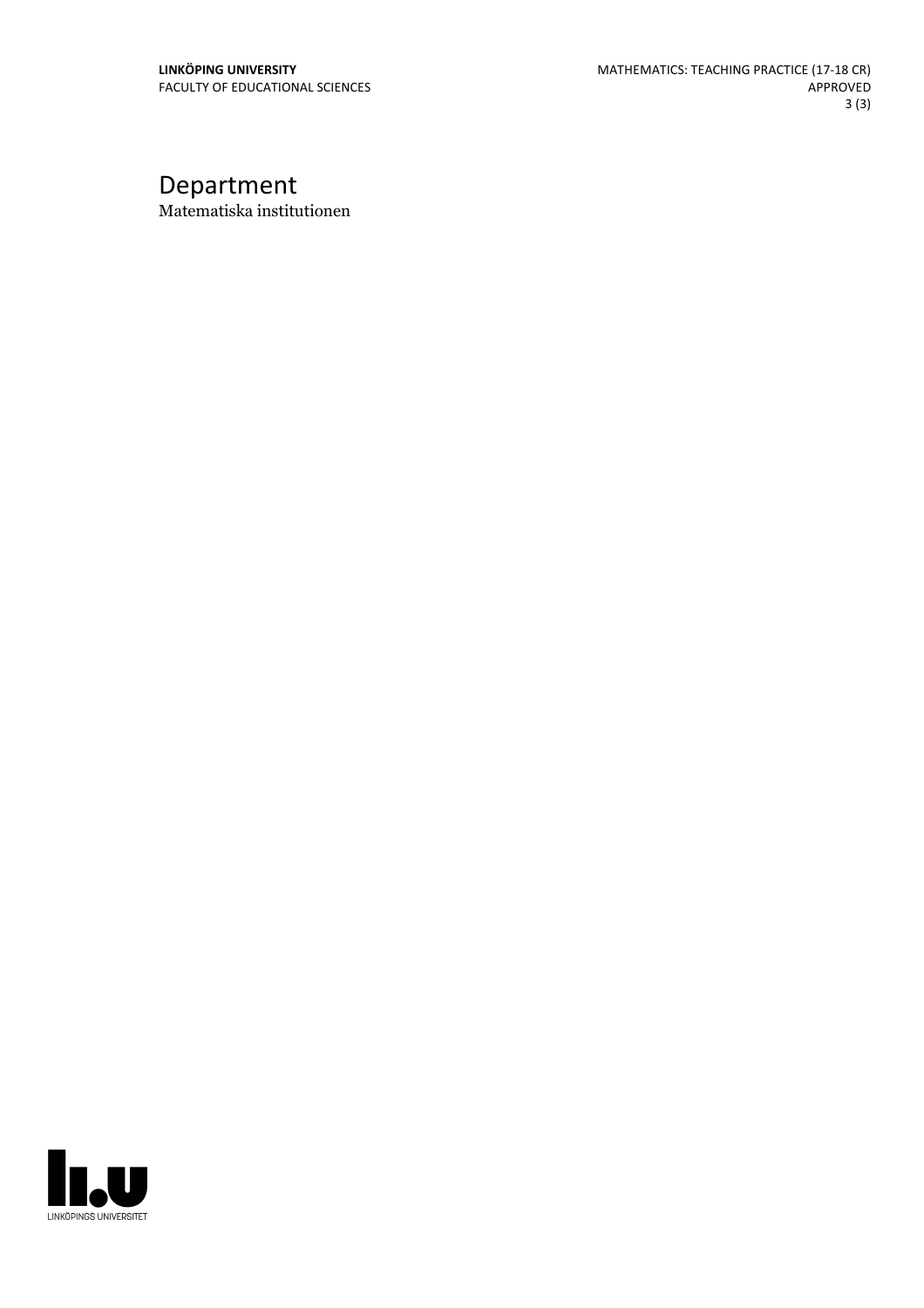# Department

Matematiska institutionen